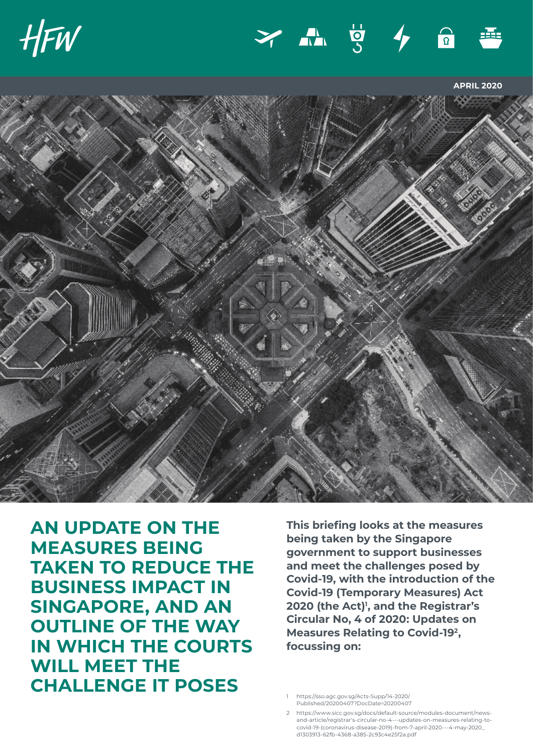HFW

APRIL 2020

# AN UPDATE ON THE MEASURES BEING TAKEN TO REDUCE THE BUSINESS IMPACT IN SINGAPORE, AND AN OUTLINE OF THE WAY IN WHICH THE COURTS WILL MEET THE CHALLENGE IT POSES

**This briefing looks at the measures being taken by the Singapore government to support businesses and meet the challenges posed by Covid-19, with the introduction of the Covid-19 (Temporary Measures) Act 2020 (the Act)[1], and the Registrar's Circular No, 4 of 2020: Updates on Measures Relating to Covid-19[2], focussing on:**

1 https://sso.agc.gov.sg/Acts-Supp/14-2020/Published/20200407?DocDate=20200407

2 https://www.sicc.gov.sg/docs/default-source/modules-document/news-and-article/registrar's-circular-no-4---updates-on-measures-relating-to-covid-19-(coronavirus-disease-2019)-from-7-april-2020---4-may-2020_d1303913-62fb-4368-a385-2c93c4e25f2a.pdf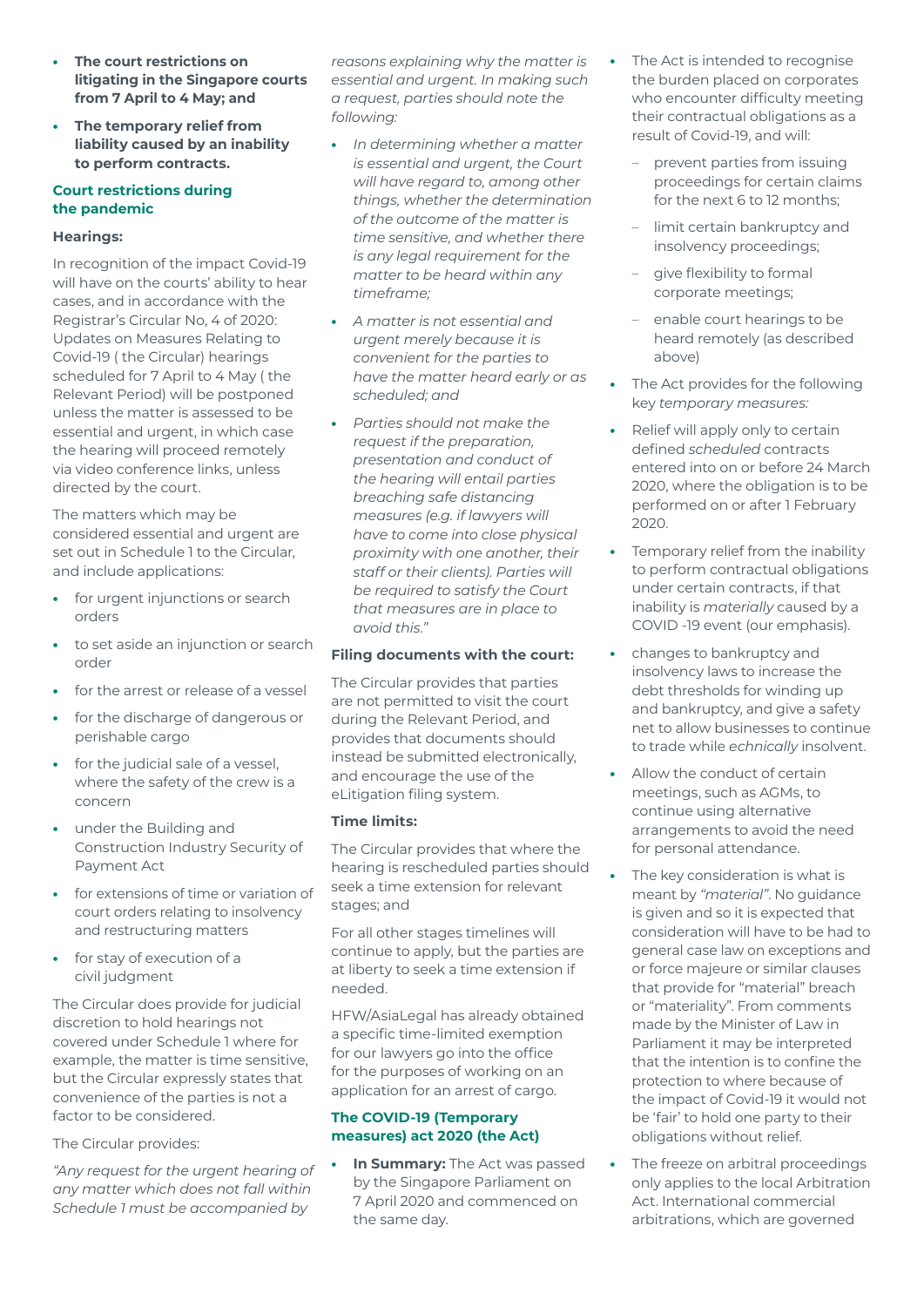- **The court restrictions on litigating in the Singapore courts from 7 April to 4 May; and**
- **The temporary relief from liability caused by an inability to perform contracts.**

## Court restrictions during the pandemic

### Hearings:

In recognition of the impact Covid-19 will have on the courts' ability to hear cases, and in accordance with the Registrar's Circular No, 4 of 2020: Updates on Measures Relating to Covid-19 ( the Circular) hearings scheduled for 7 April to 4 May ( the Relevant Period) will be postponed unless the matter is assessed to be essential and urgent, in which case the hearing will proceed remotely via video conference links, unless directed by the court.

The matters which may be considered essential and urgent are set out in Schedule 1 to the Circular, and include applications:

- for urgent injunctions or search orders
- to set aside an injunction or search order
- for the arrest or release of a vessel
- for the discharge of dangerous or perishable cargo
- for the judicial sale of a vessel, where the safety of the crew is a concern
- under the Building and Construction Industry Security of Payment Act
- for extensions of time or variation of court orders relating to insolvency and restructuring matters
- for stay of execution of a civil judgment

The Circular does provide for judicial discretion to hold hearings not covered under Schedule 1 where for example, the matter is time sensitive, but the Circular expressly states that convenience of the parties is not a factor to be considered.

The Circular provides:

*"Any request for the urgent hearing of any matter which does not fall within Schedule 1 must be accompanied by reasons explaining why the matter is essential and urgent. In making such a request, parties should note the following:*

- *In determining whether a matter is essential and urgent, the Court will have regard to, among other things, whether the determination of the outcome of the matter is time sensitive, and whether there is any legal requirement for the matter to be heard within any timeframe;*
- *A matter is not essential and urgent merely because it is convenient for the parties to have the matter heard early or as scheduled; and*
- *Parties should not make the request if the preparation, presentation and conduct of the hearing will entail parties breaching safe distancing measures (e.g. if lawyers will have to come into close physical proximity with one another, their staff or their clients). Parties will be required to satisfy the Court that measures are in place to avoid this."*

### Filing documents with the court:

The Circular provides that parties are not permitted to visit the court during the Relevant Period, and provides that documents should instead be submitted electronically, and encourage the use of the eLitigation filing system.

### Time limits:

The Circular provides that where the hearing is rescheduled parties should seek a time extension for relevant stages; and

For all other stages timelines will continue to apply, but the parties are at liberty to seek a time extension if needed.

HFW/AsiaLegal has already obtained a specific time-limited exemption for our lawyers go into the office for the purposes of working on an application for an arrest of cargo.

## The COVID-19 (Temporary measures) act 2020 (the Act)

- **In Summary:** The Act was passed by the Singapore Parliament on 7 April 2020 and commenced on the same day.
- The Act is intended to recognise the burden placed on corporates who encounter difficulty meeting their contractual obligations as a result of Covid-19, and will:
  - prevent parties from issuing proceedings for certain claims for the next 6 to 12 months;
  - limit certain bankruptcy and insolvency proceedings;
  - give flexibility to formal corporate meetings;
  - enable court hearings to be heard remotely (as described above)
- The Act provides for the following key *temporary measures:*
- Relief will apply only to certain defined *scheduled* contracts entered into on or before 24 March 2020, where the obligation is to be performed on or after 1 February 2020.
- Temporary relief from the inability to perform contractual obligations under certain contracts, if that inability is *materially* caused by a COVID -19 event (our emphasis).
- changes to bankruptcy and insolvency laws to increase the debt thresholds for winding up and bankruptcy, and give a safety net to allow businesses to continue to trade while *echnically* insolvent.
- Allow the conduct of certain meetings, such as AGMs, to continue using alternative arrangements to avoid the need for personal attendance.
- The key consideration is what is meant by *"material"*. No guidance is given and so it is expected that consideration will have to be had to general case law on exceptions and or force majeure or similar clauses that provide for "material" breach or "materiality". From comments made by the Minister of Law in Parliament it may be interpreted that the intention is to confine the protection to where because of the impact of Covid-19 it would not be 'fair' to hold one party to their obligations without relief.
- The freeze on arbitral proceedings only applies to the local Arbitration Act. International commercial arbitrations, which are governed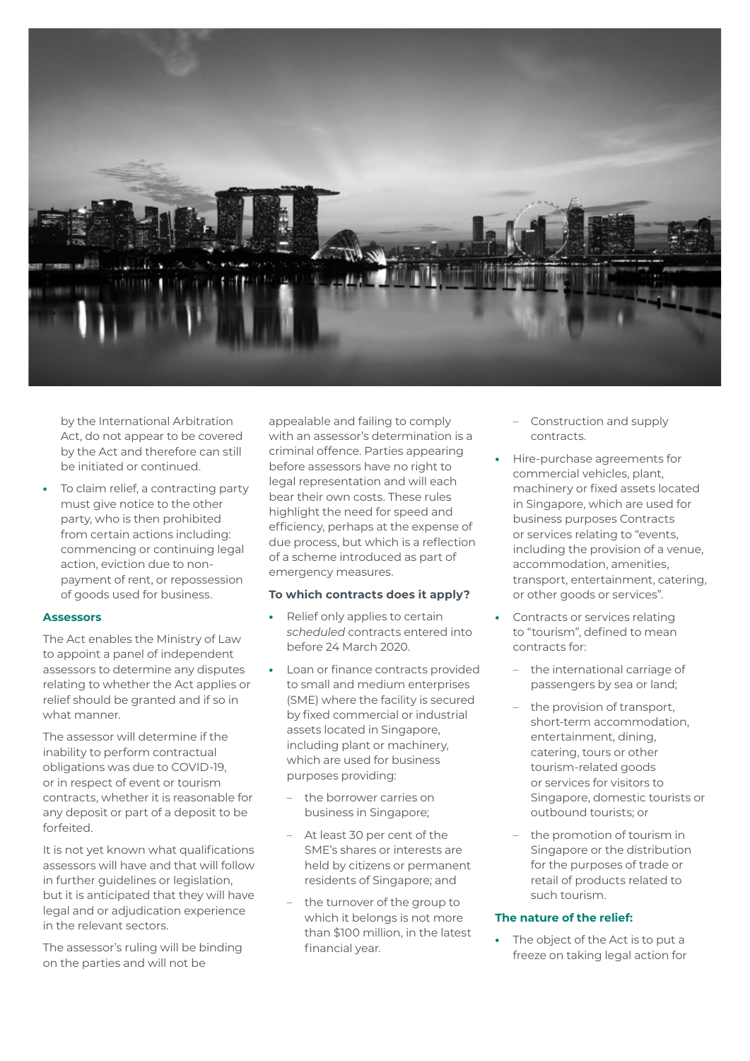by the International Arbitration Act, do not appear to be covered by the Act and therefore can still be initiated or continued.

- To claim relief, a contracting party must give notice to the other party, who is then prohibited from certain actions including: commencing or continuing legal action, eviction due to non-payment of rent, or repossession of goods used for business.

### Assessors

The Act enables the Ministry of Law to appoint a panel of independent assessors to determine any disputes relating to whether the Act applies or relief should be granted and if so in what manner.

The assessor will determine if the inability to perform contractual obligations was due to COVID-19, or in respect of event or tourism contracts, whether it is reasonable for any deposit or part of a deposit to be forfeited.

It is not yet known what qualifications assessors will have and that will follow in further guidelines or legislation, but it is anticipated that they will have legal and or adjudication experience in the relevant sectors.

The assessor's ruling will be binding on the parties and will not be appealable and failing to comply with an assessor's determination is a criminal offence. Parties appearing before assessors have no right to legal representation and will each bear their own costs. These rules highlight the need for speed and efficiency, perhaps at the expense of due process, but which is a reflection of a scheme introduced as part of emergency measures.

**To which contracts does it apply?**

- Relief only applies to certain *scheduled* contracts entered into before 24 March 2020.
- Loan or finance contracts provided to small and medium enterprises (SME) where the facility is secured by fixed commercial or industrial assets located in Singapore, including plant or machinery, which are used for business purposes providing:
  - the borrower carries on business in Singapore;
  - At least 30 per cent of the SME's shares or interests are held by citizens or permanent residents of Singapore; and
  - the turnover of the group to which it belongs is not more than $100 million, in the latest financial year.
  - Construction and supply contracts.
- Hire-purchase agreements for commercial vehicles, plant, machinery or fixed assets located in Singapore, which are used for business purposes Contracts or services relating to "events, including the provision of a venue, accommodation, amenities, transport, entertainment, catering, or other goods or services".
- Contracts or services relating to "tourism", defined to mean contracts for:
  - the international carriage of passengers by sea or land;
  - the provision of transport, short-term accommodation, entertainment, dining, catering, tours or other tourism-related goods or services for visitors to Singapore, domestic tourists or outbound tourists; or
  - the promotion of tourism in Singapore or the distribution for the purposes of trade or retail of products related to such tourism.

### The nature of the relief:

- The object of the Act is to put a freeze on taking legal action for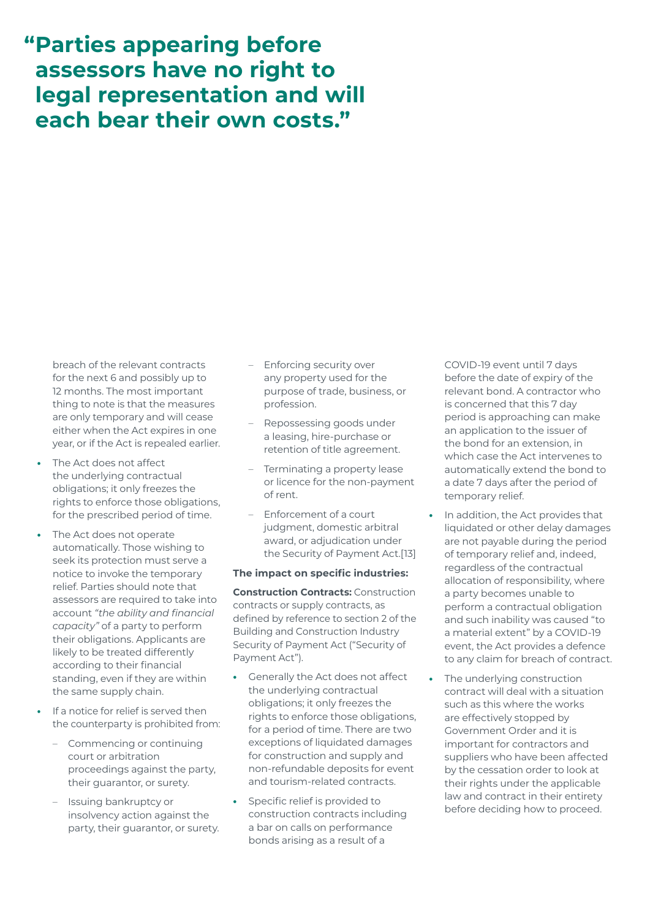> **"Parties appearing before assessors have no right to legal representation and will each bear their own costs."**

breach of the relevant contracts for the next 6 and possibly up to 12 months. The most important thing to note is that the measures are only temporary and will cease either when the Act expires in one year, or if the Act is repealed earlier.

- The Act does not affect the underlying contractual obligations; it only freezes the rights to enforce those obligations, for the prescribed period of time.
- The Act does not operate automatically. Those wishing to seek its protection must serve a notice to invoke the temporary relief. Parties should note that assessors are required to take into account *"the ability and financial capacity"* of a party to perform their obligations. Applicants are likely to be treated differently according to their financial standing, even if they are within the same supply chain.
- If a notice for relief is served then the counterparty is prohibited from:
  - Commencing or continuing court or arbitration proceedings against the party, their guarantor, or surety.
  - Issuing bankruptcy or insolvency action against the party, their guarantor, or surety.
  - Enforcing security over any property used for the purpose of trade, business, or profession.
  - Repossessing goods under a leasing, hire-purchase or retention of title agreement.
  - Terminating a property lease or licence for the non-payment of rent.
  - Enforcement of a court judgment, domestic arbitral award, or adjudication under the Security of Payment Act.[13]

**The impact on specific industries:**

**Construction Contracts:** Construction contracts or supply contracts, as defined by reference to section 2 of the Building and Construction Industry Security of Payment Act ("Security of Payment Act").

- Generally the Act does not affect the underlying contractual obligations; it only freezes the rights to enforce those obligations, for a period of time. There are two exceptions of liquidated damages for construction and supply and non-refundable deposits for event and tourism-related contracts.
- Specific relief is provided to construction contracts including a bar on calls on performance bonds arising as a result of a COVID-19 event until 7 days before the date of expiry of the relevant bond. A contractor who is concerned that this 7 day period is approaching can make an application to the issuer of the bond for an extension, in which case the Act intervenes to automatically extend the bond to a date 7 days after the period of temporary relief.
- In addition, the Act provides that liquidated or other delay damages are not payable during the period of temporary relief and, indeed, regardless of the contractual allocation of responsibility, where a party becomes unable to perform a contractual obligation and such inability was caused "to a material extent" by a COVID-19 event, the Act provides a defence to any claim for breach of contract.
- The underlying construction contract will deal with a situation such as this where the works are effectively stopped by Government Order and it is important for contractors and suppliers who have been affected by the cessation order to look at their rights under the applicable law and contract in their entirety before deciding how to proceed.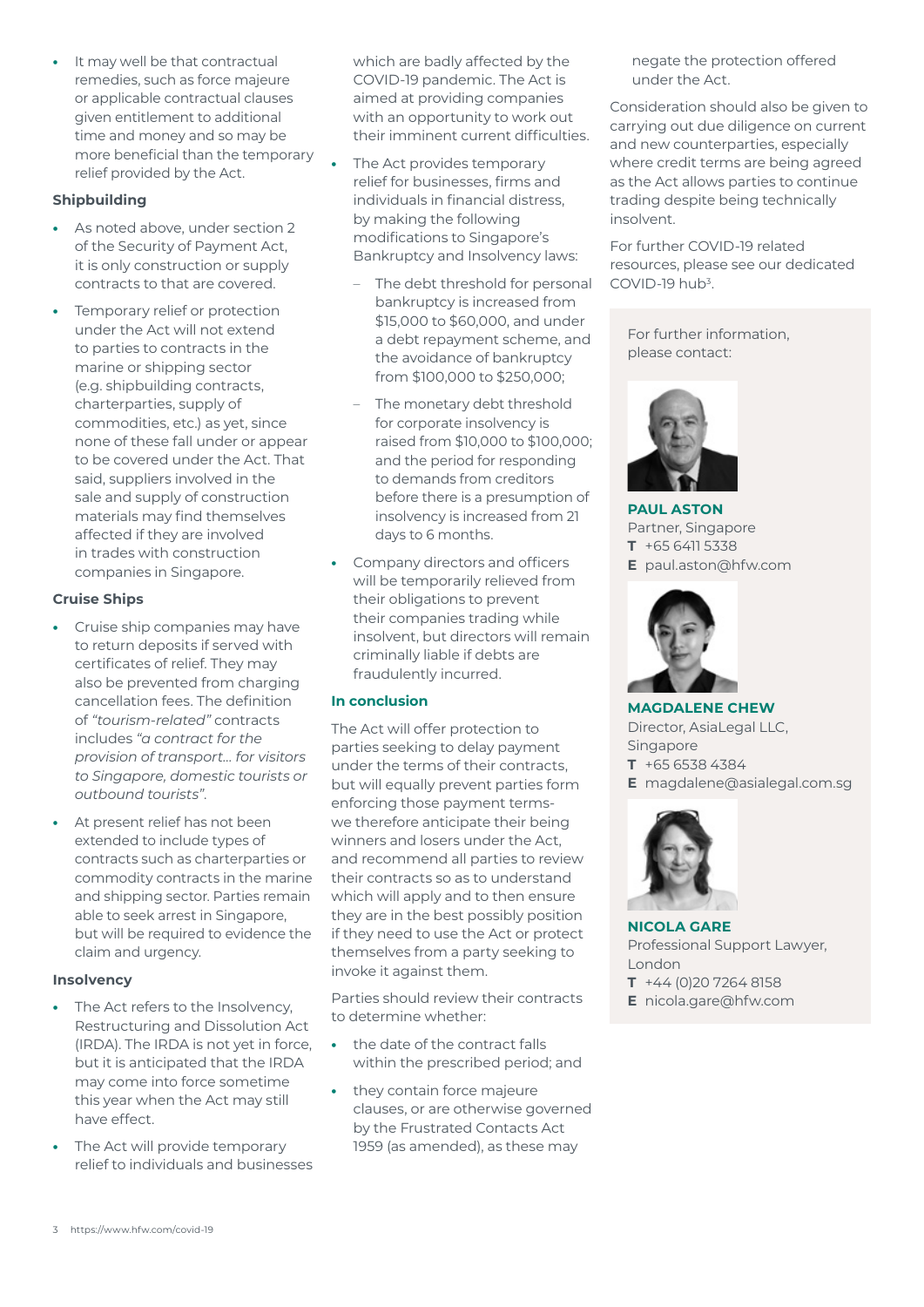- It may well be that contractual remedies, such as force majeure or applicable contractual clauses given entitlement to additional time and money and so may be more beneficial than the temporary relief provided by the Act.

### Shipbuilding

- As noted above, under section 2 of the Security of Payment Act, it is only construction or supply contracts to that are covered.
- Temporary relief or protection under the Act will not extend to parties to contracts in the marine or shipping sector (e.g. shipbuilding contracts, charterparties, supply of commodities, etc.) as yet, since none of these fall under or appear to be covered under the Act. That said, suppliers involved in the sale and supply of construction materials may find themselves affected if they are involved in trades with construction companies in Singapore.

### Cruise Ships

- Cruise ship companies may have to return deposits if served with certificates of relief. They may also be prevented from charging cancellation fees. The definition of *"tourism-related"* contracts includes *"a contract for the provision of transport… for visitors to Singapore, domestic tourists or outbound tourists"*.
- At present relief has not been extended to include types of contracts such as charterparties or commodity contracts in the marine and shipping sector. Parties remain able to seek arrest in Singapore, but will be required to evidence the claim and urgency.

### Insolvency

- The Act refers to the Insolvency, Restructuring and Dissolution Act (IRDA). The IRDA is not yet in force, but it is anticipated that the IRDA may come into force sometime this year when the Act may still have effect.
- The Act will provide temporary relief to individuals and businesses which are badly affected by the COVID-19 pandemic. The Act is aimed at providing companies with an opportunity to work out their imminent current difficulties.
- The Act provides temporary relief for businesses, firms and individuals in financial distress, by making the following modifications to Singapore's Bankruptcy and Insolvency laws:
  - The debt threshold for personal bankruptcy is increased from $15,000 to $60,000, and under a debt repayment scheme, and the avoidance of bankruptcy from $100,000 to $250,000;
  - The monetary debt threshold for corporate insolvency is raised from $10,000 to $100,000; and the period for responding to demands from creditors before there is a presumption of insolvency is increased from 21 days to 6 months.
- Company directors and officers will be temporarily relieved from their obligations to prevent their companies trading while insolvent, but directors will remain criminally liable if debts are fraudulently incurred.

### In conclusion

The Act will offer protection to parties seeking to delay payment under the terms of their contracts, but will equally prevent parties form enforcing those payment terms- we therefore anticipate their being winners and losers under the Act, and recommend all parties to review their contracts so as to understand which will apply and to then ensure they are in the best possibly position if they need to use the Act or protect themselves from a party seeking to invoke it against them.

Parties should review their contracts to determine whether:

- the date of the contract falls within the prescribed period; and
- they contain force majeure clauses, or are otherwise governed by the Frustrated Contacts Act 1959 (as amended), as these may negate the protection offered under the Act.

Consideration should also be given to carrying out due diligence on current and new counterparties, especially where credit terms are being agreed as the Act allows parties to continue trading despite being technically insolvent.

For further COVID-19 related resources, please see our dedicated COVID-19 hub[3].

For further information, please contact:

**PAUL ASTON**
Partner, Singapore
**T** +65 6411 5338
**E** paul.aston@hfw.com

**MAGDALENE CHEW**
Director, AsiaLegal LLC, Singapore
**T** +65 6538 4384
**E** magdalene@asialegal.com.sg

**NICOLA GARE**
Professional Support Lawyer, London
**T** +44 (0)20 7264 8158
**E** nicola.gare@hfw.com

3 https://www.hfw.com/covid-19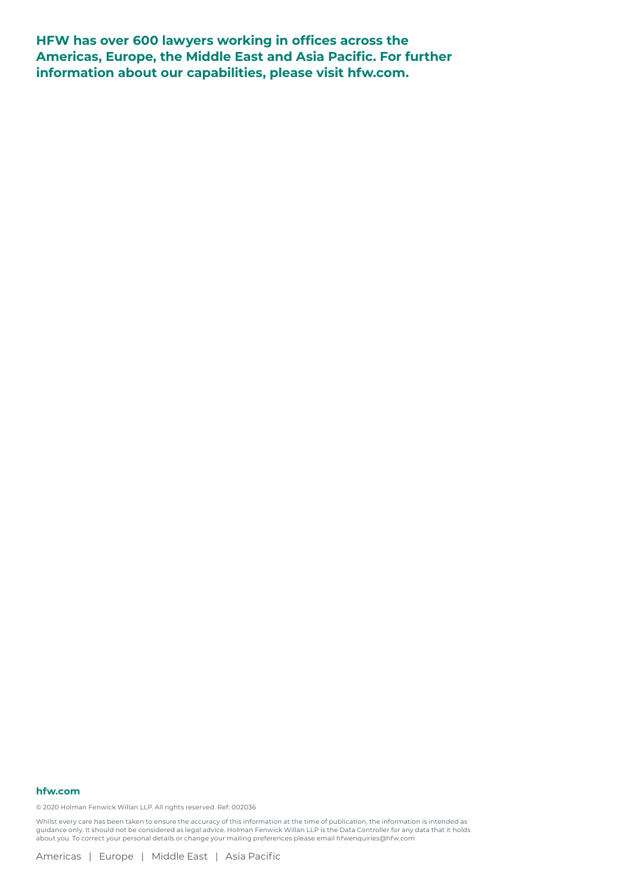**HFW has over 600 lawyers working in offices across the Americas, Europe, the Middle East and Asia Pacific. For further information about our capabilities, please visit hfw.com.**

**hfw.com**

© 2020 Holman Fenwick Willan LLP. All rights reserved. Ref: 002036

Whilst every care has been taken to ensure the accuracy of this information at the time of publication, the information is intended as guidance only. It should not be considered as legal advice. Holman Fenwick Willan LLP is the Data Controller for any data that it holds about you. To correct your personal details or change your mailing preferences please email hfwenquiries@hfw.com

Americas | Europe | Middle East | Asia Pacific